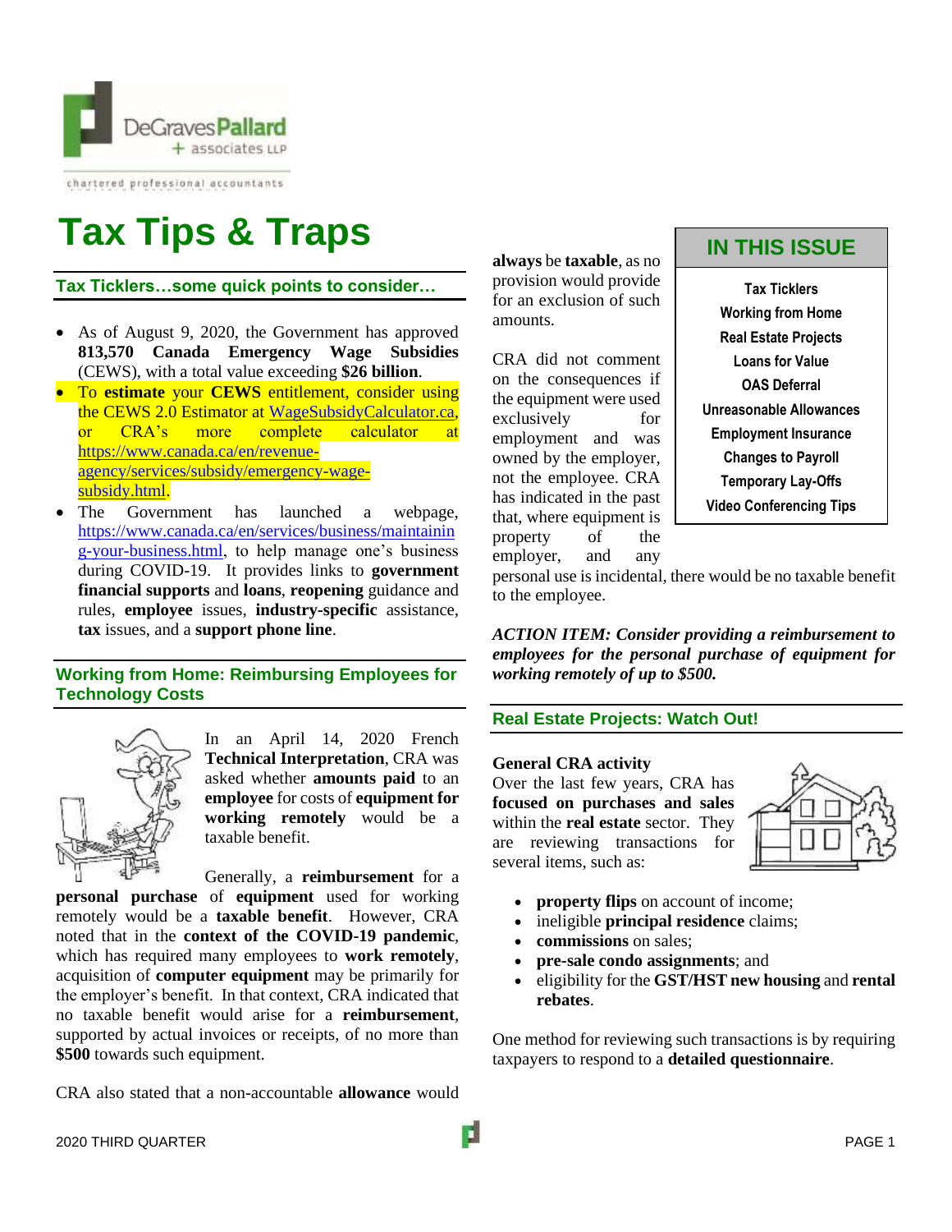DeGraves Pallard + associates LLP

chartered professional accountants

# Tax Tips & Traps

## IN THIS ISSUE

- Tax Ticklers
- Working from Home
- Real Estate Projects
- Loans for Value
- OAS Deferral
- Unreasonable Allowances
- Employment Insurance
- Changes to Payroll
- Temporary Lay-Offs
- Video Conferencing Tips

## Tax Ticklers…some quick points to consider…

- As of August 9, 2020, the Government has approved **813,570 Canada Emergency Wage Subsidies** (CEWS), with a total value exceeding **$26 billion**.
- To **estimate** your **CEWS** entitlement, consider using the CEWS 2.0 Estimator at WageSubsidyCalculator.ca, or CRA's more complete calculator at https://www.canada.ca/en/revenue-agency/services/subsidy/emergency-wage-subsidy.html.
- The Government has launched a webpage, https://www.canada.ca/en/services/business/maintaining-your-business.html, to help manage one's business during COVID-19. It provides links to **government financial supports** and **loans**, **reopening** guidance and rules, **employee** issues, **industry-specific** assistance, **tax** issues, and a **support phone line**.

## Working from Home: Reimbursing Employees for Technology Costs

In an April 14, 2020 French **Technical Interpretation**, CRA was asked whether **amounts paid** to an **employee** for costs of **equipment for working remotely** would be a taxable benefit.

Generally, a **reimbursement** for a **personal purchase** of **equipment** used for working remotely would be a **taxable benefit**. However, CRA noted that in the **context of the COVID-19 pandemic**, which has required many employees to **work remotely**, acquisition of **computer equipment** may be primarily for the employer's benefit. In that context, CRA indicated that no taxable benefit would arise for a **reimbursement**, supported by actual invoices or receipts, of no more than **$500** towards such equipment.

CRA also stated that a non-accountable **allowance** would **always** be **taxable**, as no provision would provide for an exclusion of such amounts.

CRA did not comment on the consequences if the equipment were used exclusively for employment and was owned by the employer, not the employee. CRA has indicated in the past that, where equipment is property of the employer, and any personal use is incidental, there would be no taxable benefit to the employee.

***ACTION ITEM: Consider providing a reimbursement to employees for the personal purchase of equipment for working remotely of up to $500.***

## Real Estate Projects: Watch Out!

**General CRA activity**

Over the last few years, CRA has **focused on purchases and sales** within the **real estate** sector. They are reviewing transactions for several items, such as:

- **property flips** on account of income;
- ineligible **principal residence** claims;
- **commissions** on sales;
- **pre-sale condo assignments**; and
- eligibility for the **GST/HST new housing** and **rental rebates**.

One method for reviewing such transactions is by requiring taxpayers to respond to a **detailed questionnaire**.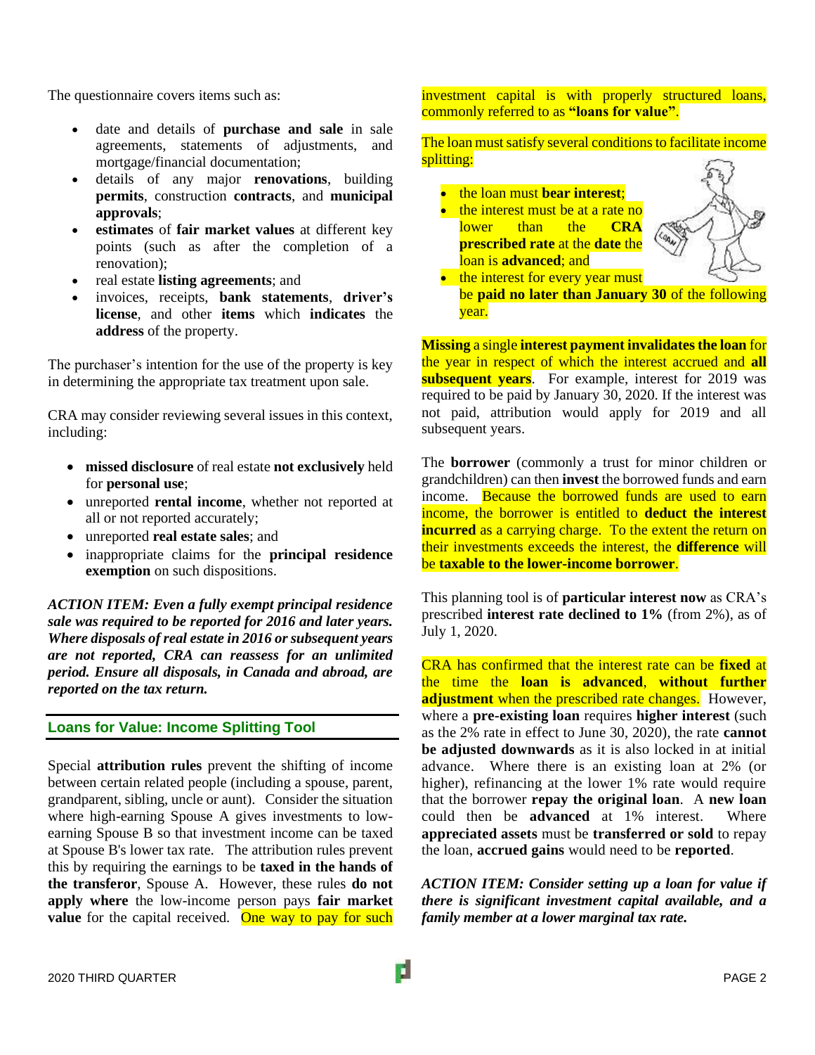The questionnaire covers items such as:

- date and details of **purchase and sale** in sale agreements, statements of adjustments, and mortgage/financial documentation;
- details of any major **renovations**, building **permits**, construction **contracts**, and **municipal approvals**;
- **estimates** of **fair market values** at different key points (such as after the completion of a renovation);
- real estate **listing agreements**; and
- invoices, receipts, **bank statements**, **driver's license**, and other **items** which **indicates** the **address** of the property.

The purchaser's intention for the use of the property is key in determining the appropriate tax treatment upon sale.

CRA may consider reviewing several issues in this context, including:

- **missed disclosure** of real estate **not exclusively** held for **personal use**;
- unreported **rental income**, whether not reported at all or not reported accurately;
- unreported **real estate sales**; and
- inappropriate claims for the **principal residence exemption** on such dispositions.

***ACTION ITEM: Even a fully exempt principal residence sale was required to be reported for 2016 and later years. Where disposals of real estate in 2016 or subsequent years are not reported, CRA can reassess for an unlimited period. Ensure all disposals, in Canada and abroad, are reported on the tax return.***

## Loans for Value: Income Splitting Tool

Special **attribution rules** prevent the shifting of income between certain related people (including a spouse, parent, grandparent, sibling, uncle or aunt). Consider the situation where high-earning Spouse A gives investments to low-earning Spouse B so that investment income can be taxed at Spouse B's lower tax rate. The attribution rules prevent this by requiring the earnings to be **taxed in the hands of the transferor**, Spouse A. However, these rules **do not apply where** the low-income person pays **fair market value** for the capital received. One way to pay for such investment capital is with properly structured loans, commonly referred to as **"loans for value"**.

The loan must satisfy several conditions to facilitate income splitting:

- the loan must **bear interest**;
- the interest must be at a rate no lower than the **CRA prescribed rate** at the **date** the loan is **advanced**; and
- the interest for every year must be **paid no later than January 30** of the following year.

**Missing** a single **interest payment invalidates the loan** for the year in respect of which the interest accrued and **all subsequent years**. For example, interest for 2019 was required to be paid by January 30, 2020. If the interest was not paid, attribution would apply for 2019 and all subsequent years.

The **borrower** (commonly a trust for minor children or grandchildren) can then **invest** the borrowed funds and earn income. Because the borrowed funds are used to earn income, the borrower is entitled to **deduct the interest incurred** as a carrying charge. To the extent the return on their investments exceeds the interest, the **difference** will be **taxable to the lower-income borrower**.

This planning tool is of **particular interest now** as CRA's prescribed **interest rate declined to 1%** (from 2%), as of July 1, 2020.

CRA has confirmed that the interest rate can be **fixed** at the time the **loan is advanced**, **without further adjustment** when the prescribed rate changes. However, where a **pre-existing loan** requires **higher interest** (such as the 2% rate in effect to June 30, 2020), the rate **cannot be adjusted downwards** as it is also locked in at initial advance. Where there is an existing loan at 2% (or higher), refinancing at the lower 1% rate would require that the borrower **repay the original loan**. A **new loan** could then be **advanced** at 1% interest. Where **appreciated assets** must be **transferred or sold** to repay the loan, **accrued gains** would need to be **reported**.

***ACTION ITEM: Consider setting up a loan for value if there is significant investment capital available, and a family member at a lower marginal tax rate.***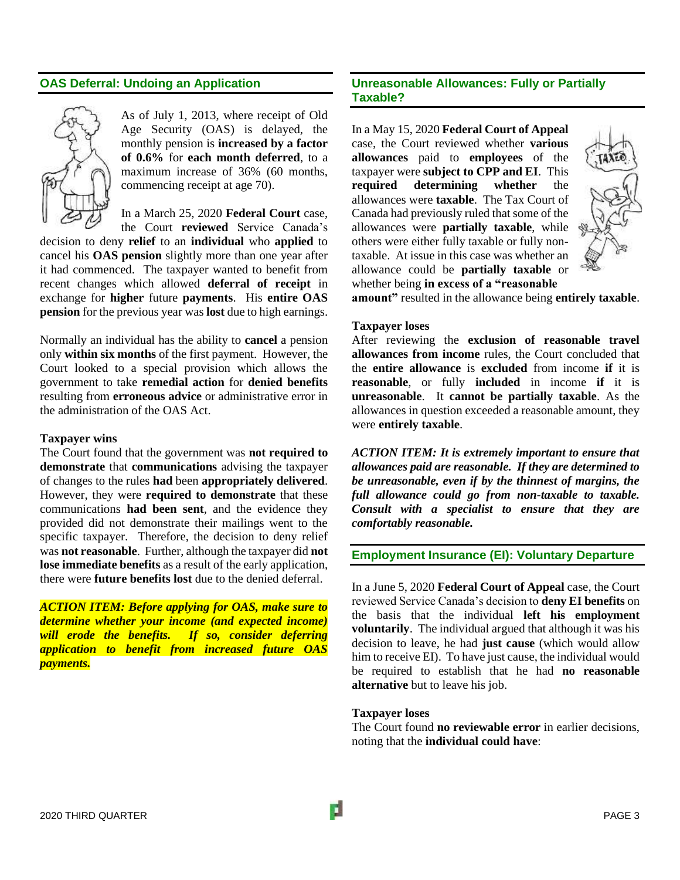## OAS Deferral: Undoing an Application

As of July 1, 2013, where receipt of Old Age Security (OAS) is delayed, the monthly pension is **increased by a factor of 0.6%** for **each month deferred**, to a maximum increase of 36% (60 months, commencing receipt at age 70).

In a March 25, 2020 **Federal Court** case, the Court **reviewed** Service Canada's decision to deny **relief** to an **individual** who **applied** to cancel his **OAS pension** slightly more than one year after it had commenced. The taxpayer wanted to benefit from recent changes which allowed **deferral of receipt** in exchange for **higher** future **payments**. His **entire OAS pension** for the previous year was **lost** due to high earnings.

Normally an individual has the ability to **cancel** a pension only **within six months** of the first payment. However, the Court looked to a special provision which allows the government to take **remedial action** for **denied benefits** resulting from **erroneous advice** or administrative error in the administration of the OAS Act.

**Taxpayer wins**

The Court found that the government was **not required to demonstrate** that **communications** advising the taxpayer of changes to the rules **had** been **appropriately delivered**. However, they were **required to demonstrate** that these communications **had been sent**, and the evidence they provided did not demonstrate their mailings went to the specific taxpayer. Therefore, the decision to deny relief was **not reasonable**. Further, although the taxpayer did **not lose immediate benefits** as a result of the early application, there were **future benefits lost** due to the denied deferral.

***ACTION ITEM: Before applying for OAS, make sure to determine whether your income (and expected income) will erode the benefits. If so, consider deferring application to benefit from increased future OAS payments.***

## Unreasonable Allowances: Fully or Partially Taxable?

In a May 15, 2020 **Federal Court of Appeal** case, the Court reviewed whether **various allowances** paid to **employees** of the taxpayer were **subject to CPP and EI**. This **required determining whether** the allowances were **taxable**. The Tax Court of Canada had previously ruled that some of the allowances were **partially taxable**, while others were either fully taxable or fully non-taxable. At issue in this case was whether an allowance could be **partially taxable** or whether being **in excess of a "reasonable amount"** resulted in the allowance being **entirely taxable**.

**Taxpayer loses**

After reviewing the **exclusion of reasonable travel allowances from income** rules, the Court concluded that the **entire allowance** is **excluded** from income **if** it is **reasonable**, or fully **included** in income **if** it is **unreasonable**. It **cannot be partially taxable**. As the allowances in question exceeded a reasonable amount, they were **entirely taxable**.

***ACTION ITEM: It is extremely important to ensure that allowances paid are reasonable. If they are determined to be unreasonable, even if by the thinnest of margins, the full allowance could go from non-taxable to taxable. Consult with a specialist to ensure that they are comfortably reasonable.***

## Employment Insurance (EI): Voluntary Departure

In a June 5, 2020 **Federal Court of Appeal** case, the Court reviewed Service Canada's decision to **deny EI benefits** on the basis that the individual **left his employment voluntarily**. The individual argued that although it was his decision to leave, he had **just cause** (which would allow him to receive EI). To have just cause, the individual would be required to establish that he had **no reasonable alternative** but to leave his job.

**Taxpayer loses**

The Court found **no reviewable error** in earlier decisions, noting that the **individual could have**: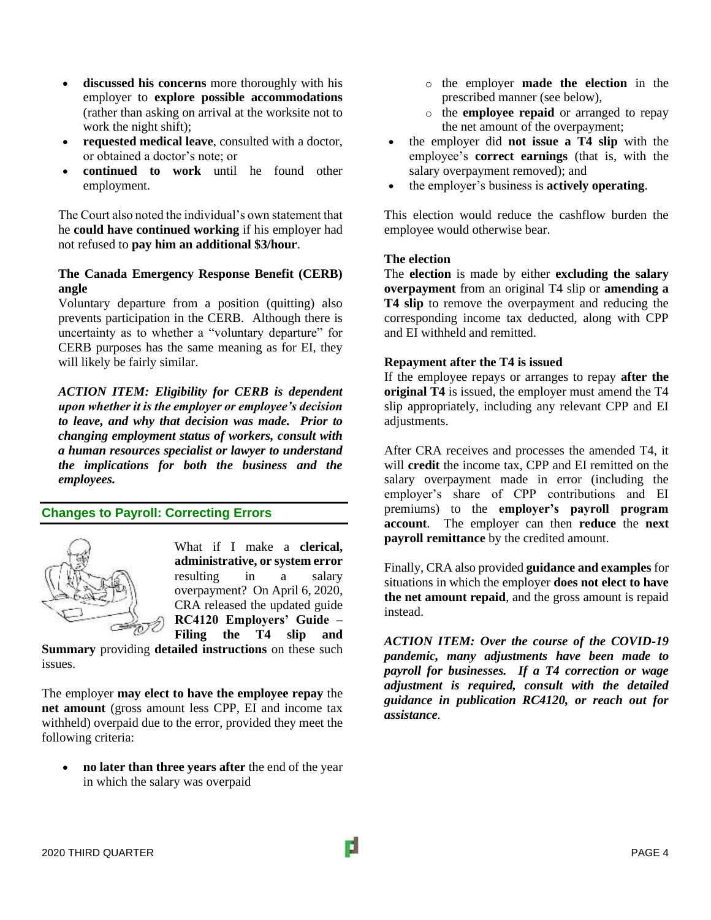- **discussed his concerns** more thoroughly with his employer to **explore possible accommodations** (rather than asking on arrival at the worksite not to work the night shift);
- **requested medical leave**, consulted with a doctor, or obtained a doctor's note; or
- **continued to work** until he found other employment.

The Court also noted the individual's own statement that he **could have continued working** if his employer had not refused to **pay him an additional $3/hour**.

**The Canada Emergency Response Benefit (CERB) angle**

Voluntary departure from a position (quitting) also prevents participation in the CERB. Although there is uncertainty as to whether a "voluntary departure" for CERB purposes has the same meaning as for EI, they will likely be fairly similar.

***ACTION ITEM: Eligibility for CERB is dependent upon whether it is the employer or employee's decision to leave, and why that decision was made. Prior to changing employment status of workers, consult with a human resources specialist or lawyer to understand the implications for both the business and the employees.***

## Changes to Payroll: Correcting Errors

What if I make a **clerical, administrative, or system error** resulting in a salary overpayment? On April 6, 2020, CRA released the updated guide **RC4120 Employers' Guide – Filing the T4 slip and Summary** providing **detailed instructions** on these such issues.

The employer **may elect to have the employee repay** the **net amount** (gross amount less CPP, EI and income tax withheld) overpaid due to the error, provided they meet the following criteria:

- **no later than three years after** the end of the year in which the salary was overpaid
  - the employer **made the election** in the prescribed manner (see below),
  - the **employee repaid** or arranged to repay the net amount of the overpayment;
- the employer did **not issue a T4 slip** with the employee's **correct earnings** (that is, with the salary overpayment removed); and
- the employer's business is **actively operating**.

This election would reduce the cashflow burden the employee would otherwise bear.

**The election**

The **election** is made by either **excluding the salary overpayment** from an original T4 slip or **amending a T4 slip** to remove the overpayment and reducing the corresponding income tax deducted, along with CPP and EI withheld and remitted.

**Repayment after the T4 is issued**

If the employee repays or arranges to repay **after the original T4** is issued, the employer must amend the T4 slip appropriately, including any relevant CPP and EI adjustments.

After CRA receives and processes the amended T4, it will **credit** the income tax, CPP and EI remitted on the salary overpayment made in error (including the employer's share of CPP contributions and EI premiums) to the **employer's payroll program account**. The employer can then **reduce** the **next payroll remittance** by the credited amount.

Finally, CRA also provided **guidance and examples** for situations in which the employer **does not elect to have the net amount repaid**, and the gross amount is repaid instead.

***ACTION ITEM: Over the course of the COVID-19 pandemic, many adjustments have been made to payroll for businesses. If a T4 correction or wage adjustment is required, consult with the detailed guidance in publication RC4120, or reach out for assistance.***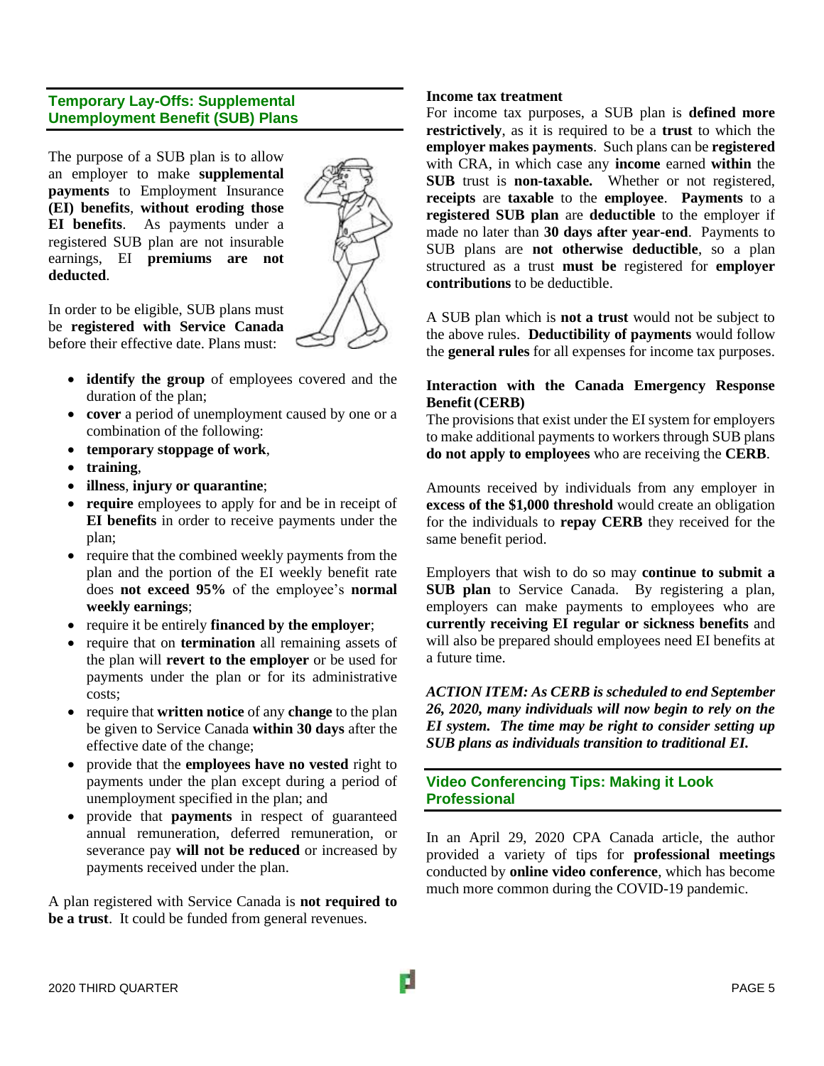## Temporary Lay-Offs: Supplemental Unemployment Benefit (SUB) Plans

The purpose of a SUB plan is to allow an employer to make **supplemental payments** to Employment Insurance **(EI) benefits**, **without eroding those EI benefits**. As payments under a registered SUB plan are not insurable earnings, EI **premiums are not deducted**.

In order to be eligible, SUB plans must be **registered with Service Canada** before their effective date. Plans must:

- **identify the group** of employees covered and the duration of the plan;
- **cover** a period of unemployment caused by one or a combination of the following:
- **temporary stoppage of work**,
- **training**,
- **illness**, **injury or quarantine**;
- **require** employees to apply for and be in receipt of **EI benefits** in order to receive payments under the plan;
- require that the combined weekly payments from the plan and the portion of the EI weekly benefit rate does **not exceed 95%** of the employee's **normal weekly earnings**;
- require it be entirely **financed by the employer**;
- require that on **termination** all remaining assets of the plan will **revert to the employer** or be used for payments under the plan or for its administrative costs;
- require that **written notice** of any **change** to the plan be given to Service Canada **within 30 days** after the effective date of the change;
- provide that the **employees have no vested** right to payments under the plan except during a period of unemployment specified in the plan; and
- provide that **payments** in respect of guaranteed annual remuneration, deferred remuneration, or severance pay **will not be reduced** or increased by payments received under the plan.

A plan registered with Service Canada is **not required to be a trust**. It could be funded from general revenues.

**Income tax treatment**

For income tax purposes, a SUB plan is **defined more restrictively**, as it is required to be a **trust** to which the **employer makes payments**. Such plans can be **registered** with CRA, in which case any **income** earned **within** the **SUB** trust is **non-taxable.** Whether or not registered, **receipts** are **taxable** to the **employee**. **Payments** to a **registered SUB plan** are **deductible** to the employer if made no later than **30 days after year-end**. Payments to SUB plans are **not otherwise deductible**, so a plan structured as a trust **must be** registered for **employer contributions** to be deductible.

A SUB plan which is **not a trust** would not be subject to the above rules. **Deductibility of payments** would follow the **general rules** for all expenses for income tax purposes.

**Interaction with the Canada Emergency Response Benefit (CERB)**

The provisions that exist under the EI system for employers to make additional payments to workers through SUB plans **do not apply to employees** who are receiving the **CERB**.

Amounts received by individuals from any employer in **excess of the $1,000 threshold** would create an obligation for the individuals to **repay CERB** they received for the same benefit period.

Employers that wish to do so may **continue to submit a SUB plan** to Service Canada. By registering a plan, employers can make payments to employees who are **currently receiving EI regular or sickness benefits** and will also be prepared should employees need EI benefits at a future time.

***ACTION ITEM: As CERB is scheduled to end September 26, 2020, many individuals will now begin to rely on the EI system. The time may be right to consider setting up SUB plans as individuals transition to traditional EI.***

## Video Conferencing Tips: Making it Look Professional

In an April 29, 2020 CPA Canada article, the author provided a variety of tips for **professional meetings** conducted by **online video conference**, which has become much more common during the COVID-19 pandemic.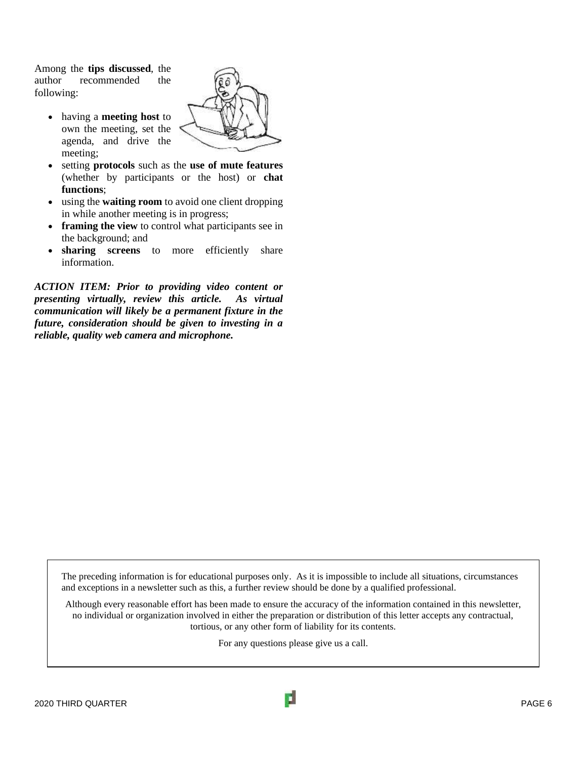Among the **tips discussed**, the author recommended the following:

- having a **meeting host** to own the meeting, set the agenda, and drive the meeting;
- setting **protocols** such as the **use of mute features** (whether by participants or the host) or **chat functions**;
- using the **waiting room** to avoid one client dropping in while another meeting is in progress;
- **framing the view** to control what participants see in the background; and
- **sharing screens** to more efficiently share information.

***ACTION ITEM: Prior to providing video content or presenting virtually, review this article. As virtual communication will likely be a permanent fixture in the future, consideration should be given to investing in a reliable, quality web camera and microphone.***

The preceding information is for educational purposes only. As it is impossible to include all situations, circumstances and exceptions in a newsletter such as this, a further review should be done by a qualified professional.

Although every reasonable effort has been made to ensure the accuracy of the information contained in this newsletter, no individual or organization involved in either the preparation or distribution of this letter accepts any contractual, tortious, or any other form of liability for its contents.

For any questions please give us a call.